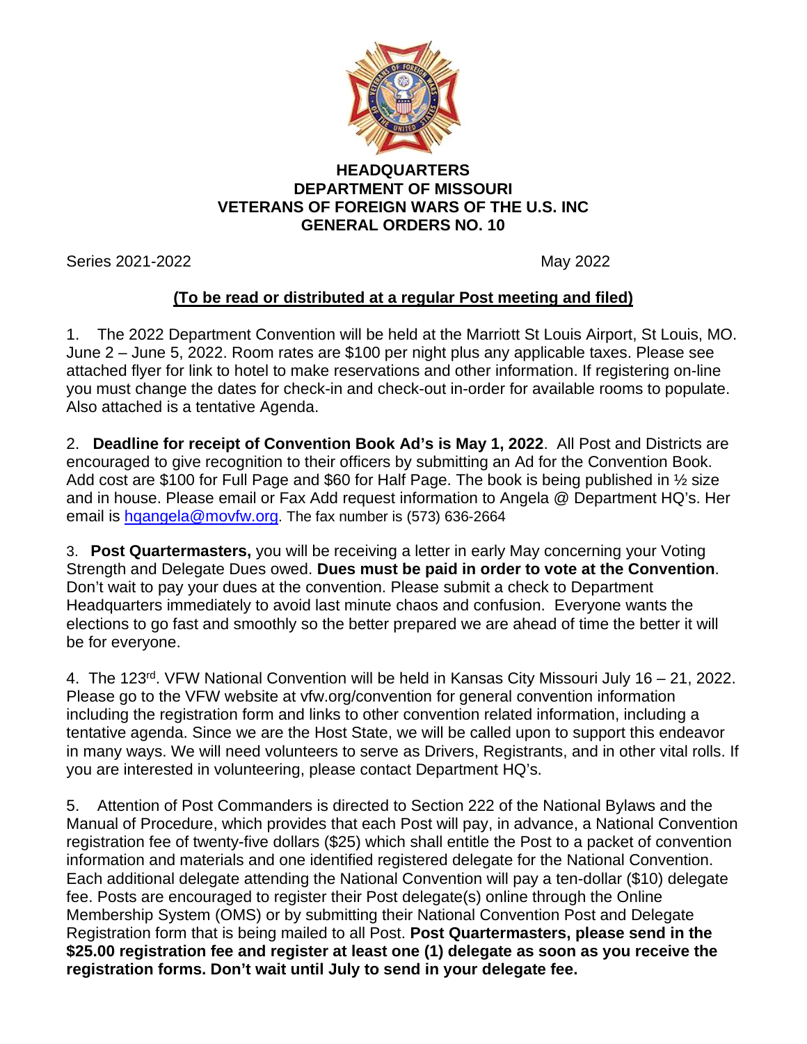**HEADQUARTERS**
**DEPARTMENT OF MISSOURI**
**VETERANS OF FOREIGN WARS OF THE U.S. INC**
**GENERAL ORDERS NO. 10**

Series 2021-2022 May 2022

**(To be read or distributed at a regular Post meeting and filed)**

1. The 2022 Department Convention will be held at the Marriott St Louis Airport, St Louis, MO. June 2 – June 5, 2022. Room rates are $100 per night plus any applicable taxes. Please see attached flyer for link to hotel to make reservations and other information. If registering on-line you must change the dates for check-in and check-out in-order for available rooms to populate. Also attached is a tentative Agenda.

2. **Deadline for receipt of Convention Book Ad's is May 1, 2022**. All Post and Districts are encouraged to give recognition to their officers by submitting an Ad for the Convention Book. Add cost are $100 for Full Page and $60 for Half Page. The book is being published in ½ size and in house. Please email or Fax Add request information to Angela @ Department HQ's. Her email is hqangela@movfw.org. The fax number is (573) 636-2664

3. **Post Quartermasters,** you will be receiving a letter in early May concerning your Voting Strength and Delegate Dues owed. **Dues must be paid in order to vote at the Convention**. Don't wait to pay your dues at the convention. Please submit a check to Department Headquarters immediately to avoid last minute chaos and confusion. Everyone wants the elections to go fast and smoothly so the better prepared we are ahead of time the better it will be for everyone.

4. The 123rd. VFW National Convention will be held in Kansas City Missouri July 16 – 21, 2022. Please go to the VFW website at vfw.org/convention for general convention information including the registration form and links to other convention related information, including a tentative agenda. Since we are the Host State, we will be called upon to support this endeavor in many ways. We will need volunteers to serve as Drivers, Registrants, and in other vital rolls. If you are interested in volunteering, please contact Department HQ's.

5. Attention of Post Commanders is directed to Section 222 of the National Bylaws and the Manual of Procedure, which provides that each Post will pay, in advance, a National Convention registration fee of twenty-five dollars ($25) which shall entitle the Post to a packet of convention information and materials and one identified registered delegate for the National Convention. Each additional delegate attending the National Convention will pay a ten-dollar ($10) delegate fee. Posts are encouraged to register their Post delegate(s) online through the Online Membership System (OMS) or by submitting their National Convention Post and Delegate Registration form that is being mailed to all Post. **Post Quartermasters, please send in the $25.00 registration fee and register at least one (1) delegate as soon as you receive the registration forms. Don't wait until July to send in your delegate fee.**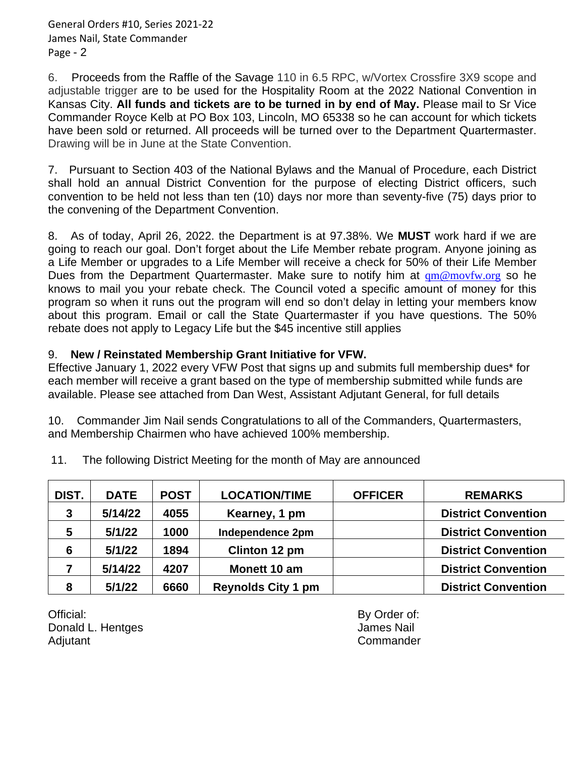6. Proceeds from the Raffle of the Savage 110 in 6.5 RPC, w/Vortex Crossfire 3X9 scope and adjustable trigger are to be used for the Hospitality Room at the 2022 National Convention in Kansas City. **All funds and tickets are to be turned in by end of May.** Please mail to Sr Vice Commander Royce Kelb at PO Box 103, Lincoln, MO 65338 so he can account for which tickets have been sold or returned. All proceeds will be turned over to the Department Quartermaster. Drawing will be in June at the State Convention.

7. Pursuant to Section 403 of the National Bylaws and the Manual of Procedure, each District shall hold an annual District Convention for the purpose of electing District officers, such convention to be held not less than ten (10) days nor more than seventy-five (75) days prior to the convening of the Department Convention.

8. As of today, April 26, 2022. the Department is at 97.38%. We **MUST** work hard if we are going to reach our goal. Don't forget about the Life Member rebate program. Anyone joining as a Life Member or upgrades to a Life Member will receive a check for 50% of their Life Member Dues from the Department Quartermaster. Make sure to notify him at qm@movfw.org so he knows to mail you your rebate check. The Council voted a specific amount of money for this program so when it runs out the program will end so don't delay in letting your members know about this program. Email or call the State Quartermaster if you have questions. The 50% rebate does not apply to Legacy Life but the $45 incentive still applies

9. **New / Reinstated Membership Grant Initiative for VFW.**
Effective January 1, 2022 every VFW Post that signs up and submits full membership dues* for each member will receive a grant based on the type of membership submitted while funds are available. Please see attached from Dan West, Assistant Adjutant General, for full details

10. Commander Jim Nail sends Congratulations to all of the Commanders, Quartermasters, and Membership Chairmen who have achieved 100% membership.

11. The following District Meeting for the month of May are announced

| DIST. | DATE | POST | LOCATION/TIME | OFFICER | REMARKS |
|---|---|---|---|---|---|
| **3** | **5/14/22** | **4055** | **Kearney, 1 pm** | | **District Convention** |
| **5** | **5/1/22** | **1000** | **Independence 2pm** | | **District Convention** |
| **6** | **5/1/22** | **1894** | **Clinton 12 pm** | | **District Convention** |
| **7** | **5/14/22** | **4207** | **Monett 10 am** | | **District Convention** |
| **8** | **5/1/22** | **6660** | **Reynolds City 1 pm** | | **District Convention** |

Official:
Donald L. Hentges
Adjutant

By Order of:
James Nail
Commander